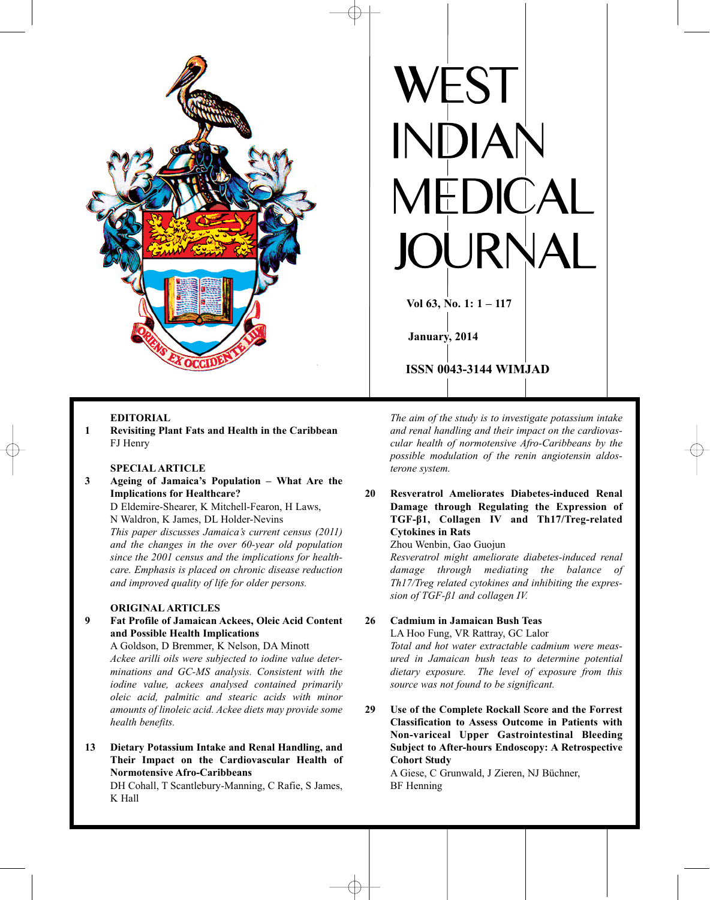# WEST INDIAN MEDICAL JOURNAL

Vol 63, No. 1: 1 – 117

January, 2014

ISSN 0043-3144 WIMJAD

ORIENS EX OCCIDENTE LUX

## EDITORIAL

**1 Revisiting Plant Fats and Health in the Caribbean**
FJ Henry

## SPECIAL ARTICLE

**3 Ageing of Jamaica's Population – What Are the Implications for Healthcare?**
D Eldemire-Shearer, K Mitchell-Fearon, H Laws, N Waldron, K James, DL Holder-Nevins
*This paper discusses Jamaica's current census (2011) and the changes in the over 60-year old population since the 2001 census and the implications for healthcare. Emphasis is placed on chronic disease reduction and improved quality of life for older persons.*

## ORIGINAL ARTICLES

**9 Fat Profile of Jamaican Ackees, Oleic Acid Content and Possible Health Implications**
A Goldson, D Bremmer, K Nelson, DA Minott
*Ackee arilli oils were subjected to iodine value determinations and GC-MS analysis. Consistent with the iodine value, ackees analysed contained primarily oleic acid, palmitic and stearic acids with minor amounts of linoleic acid. Ackee diets may provide some health benefits.*

**13 Dietary Potassium Intake and Renal Handling, and Their Impact on the Cardiovascular Health of Normotensive Afro-Caribbeans**
DH Cohall, T Scantlebury-Manning, C Rafie, S James, K Hall
*The aim of the study is to investigate potassium intake and renal handling and their impact on the cardiovascular health of normotensive Afro-Caribbeans by the possible modulation of the renin angiotensin aldosterone system.*

**20 Resveratrol Ameliorates Diabetes-induced Renal Damage through Regulating the Expression of TGF-β1, Collagen IV and Th17/Treg-related Cytokines in Rats**
Zhou Wenbin, Gao Guojun
*Resveratrol might ameliorate diabetes-induced renal damage through mediating the balance of Th17/Treg related cytokines and inhibiting the expression of TGF-β1 and collagen IV.*

**26 Cadmium in Jamaican Bush Teas**
LA Hoo Fung, VR Rattray, GC Lalor
*Total and hot water extractable cadmium were measured in Jamaican bush teas to determine potential dietary exposure. The level of exposure from this source was not found to be significant.*

**29 Use of the Complete Rockall Score and the Forrest Classification to Assess Outcome in Patients with Non-variceal Upper Gastrointestinal Bleeding Subject to After-hours Endoscopy: A Retrospective Cohort Study**
A Giese, C Grunwald, J Zieren, NJ Büchner, BF Henning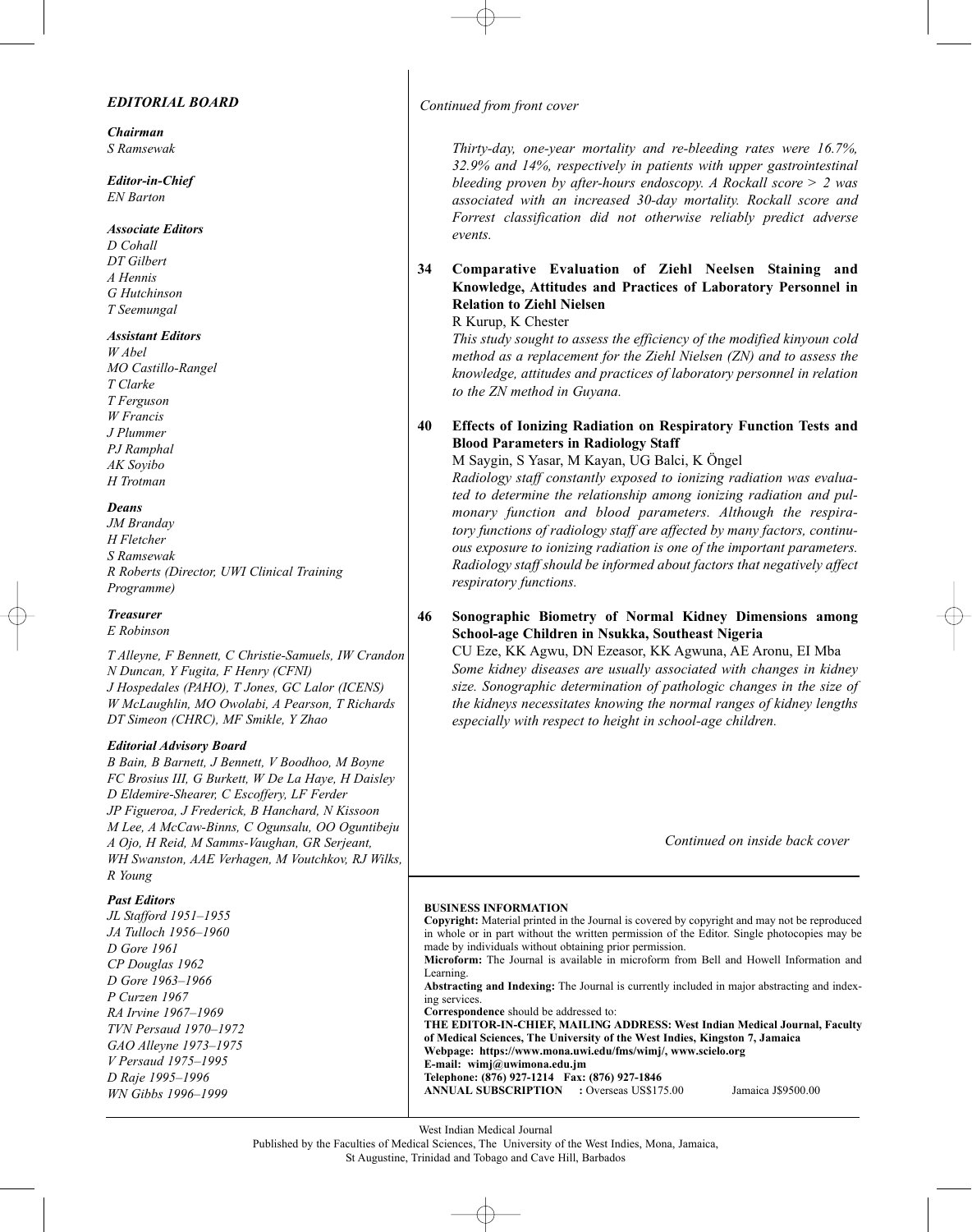## *EDITORIAL BOARD*

***Chairman***
*S Ramsewak*

***Editor-in-Chief***
*EN Barton*

***Associate Editors***
*D Cohall*
*DT Gilbert*
*A Hennis*
*G Hutchinson*
*T Seemungal*

***Assistant Editors***
*W Abel*
*MO Castillo-Rangel*
*T Clarke*
*T Ferguson*
*W Francis*
*J Plummer*
*PJ Ramphal*
*AK Soyibo*
*H Trotman*

***Deans***
*JM Branday*
*H Fletcher*
*S Ramsewak*
*R Roberts (Director, UWI Clinical Training Programme)*

***Treasurer***
*E Robinson*

*T Alleyne, F Bennett, C Christie-Samuels, IW Crandon*
*N Duncan, Y Fugita, F Henry (CFNI)*
*J Hospedales (PAHO), T Jones, GC Lalor (ICENS)*
*W McLaughlin, MO Owolabi, A Pearson, T Richards*
*DT Simeon (CHRC), MF Smikle, Y Zhao*

***Editorial Advisory Board***
*B Bain, B Barnett, J Bennett, V Boodhoo, M Boyne*
*FC Brosius III, G Burkett, W De La Haye, H Daisley*
*D Eldemire-Shearer, C Escoffery, LF Ferder*
*JP Figueroa, J Frederick, B Hanchard, N Kissoon*
*M Lee, A McCaw-Binns, C Ogunsalu, OO Oguntibeju*
*A Ojo, H Reid, M Samms-Vaughan, GR Serjeant,*
*WH Swanston, AAE Verhagen, M Voutchkov, RJ Wilks,*
*R Young*

***Past Editors***
*JL Stafford 1951–1955*
*JA Tulloch 1956–1960*
*D Gore 1961*
*CP Douglas 1962*
*D Gore 1963–1966*
*P Curzen 1967*
*RA Irvine 1967–1969*
*TVN Persaud 1970–1972*
*GAO Alleyne 1973–1975*
*V Persaud 1975–1995*
*D Raje 1995–1996*
*WN Gibbs 1996–1999*

*Continued from front cover*

*Thirty-day, one-year mortality and re-bleeding rates were 16.7%, 32.9% and 14%, respectively in patients with upper gastrointestinal bleeding proven by after-hours endoscopy. A Rockall score > 2 was associated with an increased 30-day mortality. Rockall score and Forrest classification did not otherwise reliably predict adverse events.*

**34 Comparative Evaluation of Ziehl Neelsen Staining and Knowledge, Attitudes and Practices of Laboratory Personnel in Relation to Ziehl Nielsen**
R Kurup, K Chester
*This study sought to assess the efficiency of the modified kinyoun cold method as a replacement for the Ziehl Nielsen (ZN) and to assess the knowledge, attitudes and practices of laboratory personnel in relation to the ZN method in Guyana.*

**40 Effects of Ionizing Radiation on Respiratory Function Tests and Blood Parameters in Radiology Staff**
M Saygin, S Yasar, M Kayan, UG Balci, K Öngel
*Radiology staff constantly exposed to ionizing radiation was evaluated to determine the relationship among ionizing radiation and pulmonary function and blood parameters. Although the respiratory functions of radiology staff are affected by many factors, continuous exposure to ionizing radiation is one of the important parameters. Radiology staff should be informed about factors that negatively affect respiratory functions.*

**46 Sonographic Biometry of Normal Kidney Dimensions among School-age Children in Nsukka, Southeast Nigeria**
CU Eze, KK Agwu, DN Ezeasor, KK Agwuna, AE Aronu, EI Mba
*Some kidney diseases are usually associated with changes in kidney size. Sonographic determination of pathologic changes in the size of the kidneys necessitates knowing the normal ranges of kidney lengths especially with respect to height in school-age children.*

*Continued on inside back cover*

**BUSINESS INFORMATION**
**Copyright:** Material printed in the Journal is covered by copyright and may not be reproduced in whole or in part without the written permission of the Editor. Single photocopies may be made by individuals without obtaining prior permission.
**Microform:** The Journal is available in microform from Bell and Howell Information and Learning.
**Abstracting and Indexing:** The Journal is currently included in major abstracting and indexing services.
**Correspondence** should be addressed to:
**THE EDITOR-IN-CHIEF, MAILING ADDRESS: West Indian Medical Journal, Faculty of Medical Sciences, The University of the West Indies, Kingston 7, Jamaica**
**Webpage: https://www.mona.uwi.edu/fms/wimj/, www.scielo.org**
**E-mail: wimj@uwimona.edu.jm**
**Telephone: (876) 927-1214 Fax: (876) 927-1846**
**ANNUAL SUBSCRIPTION : Overseas US$175.00 Jamaica J$9500.00**

West Indian Medical Journal
Published by the Faculties of Medical Sciences, The University of the West Indies, Mona, Jamaica, St Augustine, Trinidad and Tobago and Cave Hill, Barbados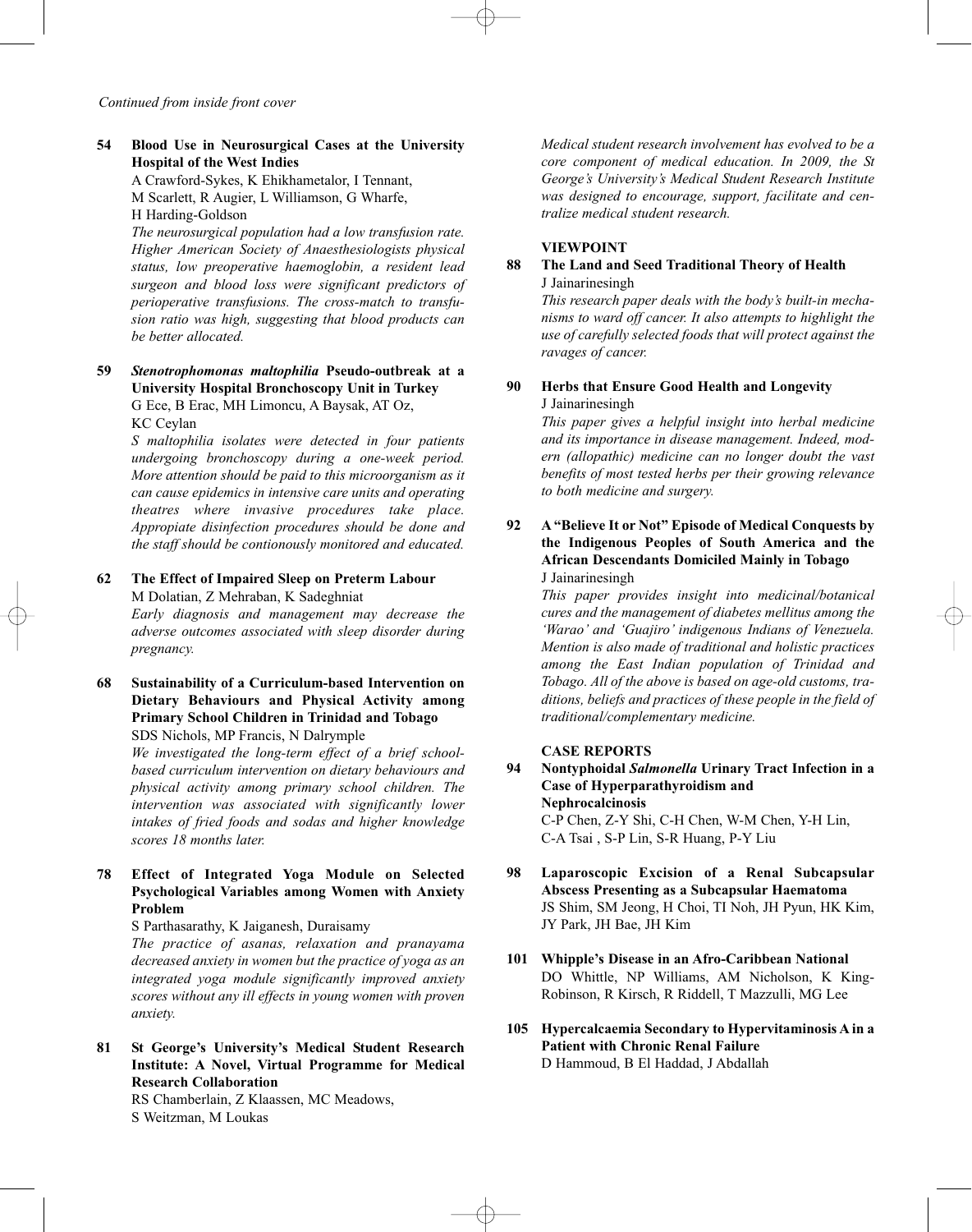*Continued from inside front cover*

**54 Blood Use in Neurosurgical Cases at the University Hospital of the West Indies**
A Crawford-Sykes, K Ehikhametalor, I Tennant, M Scarlett, R Augier, L Williamson, G Wharfe, H Harding-Goldson
*The neurosurgical population had a low transfusion rate. Higher American Society of Anaesthesiologists physical status, low preoperative haemoglobin, a resident lead surgeon and blood loss were significant predictors of perioperative transfusions. The cross-match to transfusion ratio was high, suggesting that blood products can be better allocated.*

**59 *Stenotrophomonas maltophilia* Pseudo-outbreak at a University Hospital Bronchoscopy Unit in Turkey**
G Ece, B Erac, MH Limoncu, A Baysak, AT Oz, KC Ceylan
*S maltophilia isolates were detected in four patients undergoing bronchoscopy during a one-week period. More attention should be paid to this microorganism as it can cause epidemics in intensive care units and operating theatres where invasive procedures take place. Appropiate disinfection procedures should be done and the staff should be contionously monitored and educated.*

**62 The Effect of Impaired Sleep on Preterm Labour**
M Dolatian, Z Mehraban, K Sadeghniat
*Early diagnosis and management may decrease the adverse outcomes associated with sleep disorder during pregnancy.*

**68 Sustainability of a Curriculum-based Intervention on Dietary Behaviours and Physical Activity among Primary School Children in Trinidad and Tobago**
SDS Nichols, MP Francis, N Dalrymple
*We investigated the long-term effect of a brief school-based curriculum intervention on dietary behaviours and physical activity among primary school children. The intervention was associated with significantly lower intakes of fried foods and sodas and higher knowledge scores 18 months later.*

**78 Effect of Integrated Yoga Module on Selected Psychological Variables among Women with Anxiety Problem**
S Parthasarathy, K Jaiganesh, Duraisamy
*The practice of asanas, relaxation and pranayama decreased anxiety in women but the practice of yoga as an integrated yoga module significantly improved anxiety scores without any ill effects in young women with proven anxiety.*

**81 St George's University's Medical Student Research Institute: A Novel, Virtual Programme for Medical Research Collaboration**
RS Chamberlain, Z Klaassen, MC Meadows, S Weitzman, M Loukas
*Medical student research involvement has evolved to be a core component of medical education. In 2009, the St George's University's Medical Student Research Institute was designed to encourage, support, facilitate and centralize medical student research.*

**VIEWPOINT**

**88 The Land and Seed Traditional Theory of Health**
J Jainarinesingh
*This research paper deals with the body's built-in mechanisms to ward off cancer. It also attempts to highlight the use of carefully selected foods that will protect against the ravages of cancer.*

**90 Herbs that Ensure Good Health and Longevity**
J Jainarinesingh
*This paper gives a helpful insight into herbal medicine and its importance in disease management. Indeed, modern (allopathic) medicine can no longer doubt the vast benefits of most tested herbs per their growing relevance to both medicine and surgery.*

**92 A "Believe It or Not" Episode of Medical Conquests by the Indigenous Peoples of South America and the African Descendants Domiciled Mainly in Tobago**
J Jainarinesingh
*This paper provides insight into medicinal/botanical cures and the management of diabetes mellitus among the 'Warao' and 'Guajiro' indigenous Indians of Venezuela. Mention is also made of traditional and holistic practices among the East Indian population of Trinidad and Tobago. All of the above is based on age-old customs, traditions, beliefs and practices of these people in the field of traditional/complementary medicine.*

**CASE REPORTS**

**94 Nontyphoidal *Salmonella* Urinary Tract Infection in a Case of Hyperparathyroidism and Nephrocalcinosis**
C-P Chen, Z-Y Shi, C-H Chen, W-M Chen, Y-H Lin, C-A Tsai , S-P Lin, S-R Huang, P-Y Liu

**98 Laparoscopic Excision of a Renal Subcapsular Abscess Presenting as a Subcapsular Haematoma**
JS Shim, SM Jeong, H Choi, TI Noh, JH Pyun, HK Kim, JY Park, JH Bae, JH Kim

**101 Whipple's Disease in an Afro-Caribbean National**
DO Whittle, NP Williams, AM Nicholson, K King-Robinson, R Kirsch, R Riddell, T Mazzulli, MG Lee

**105 Hypercalcaemia Secondary to Hypervitaminosis A in a Patient with Chronic Renal Failure**
D Hammoud, B El Haddad, J Abdallah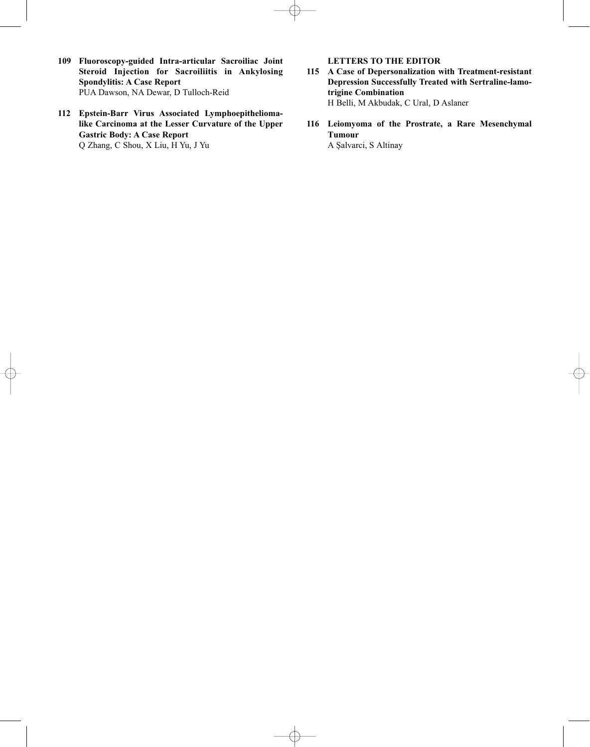**109 Fluoroscopy-guided Intra-articular Sacroiliac Joint Steroid Injection for Sacroiliitis in Ankylosing Spondylitis: A Case Report**
PUA Dawson, NA Dewar, D Tulloch-Reid

**112 Epstein-Barr Virus Associated Lymphoepithelioma-like Carcinoma at the Lesser Curvature of the Upper Gastric Body: A Case Report**
Q Zhang, C Shou, X Liu, H Yu, J Yu

**LETTERS TO THE EDITOR**

**115 A Case of Depersonalization with Treatment-resistant Depression Successfully Treated with Sertraline-lamotrigine Combination**
H Belli, M Akbudak, C Ural, D Aslaner

**116 Leiomyoma of the Prostrate, a Rare Mesenchymal Tumour**
A Şalvarci, S Altinay